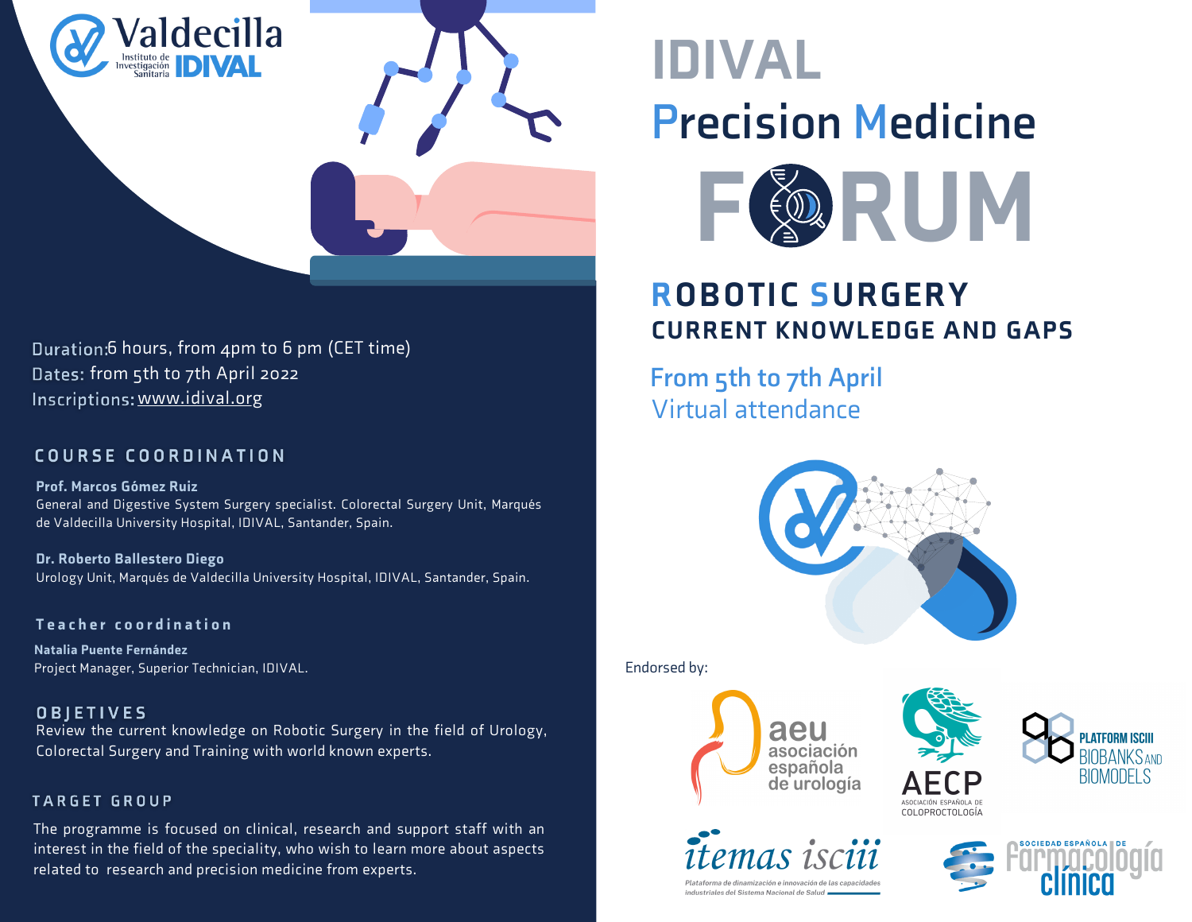# IDIVAL Precision Medicine FORUM

## ROBOTIC SURGERY
### CURRENT KNOWLEDGE AND GAPS

From 5th to 7th April
Virtual attendance

Duration: 6 hours, from 4pm to 6 pm (CET time)
Dates: from 5th to 7th April 2022
Inscriptions: www.idival.org

## COURSE COORDINATION

**Prof. Marcos Gómez Ruiz**
General and Digestive System Surgery specialist. Colorectal Surgery Unit, Marqués de Valdecilla University Hospital, IDIVAL, Santander, Spain.

**Dr. Roberto Ballestero Diego**
Urology Unit, Marqués de Valdecilla University Hospital, IDIVAL, Santander, Spain.

## Teacher coordination

**Natalia Puente Fernández**
Project Manager, Superior Technician, IDIVAL.

## OBJETIVES

Review the current knowledge on Robotic Surgery in the field of Urology, Colorectal Surgery and Training with world known experts.

## TARGET GROUP

The programme is focused on clinical, research and support staff with an interest in the field of the speciality, who wish to learn more about aspects related to research and precision medicine from experts.

Endorsed by:

aeu asociación española de urología

AECP Asociación Española de Coloproctología

Platform ISCIII Biobanks and Biomodels

itemas isciii — Plataforma de dinamización e innovación de las capacidades industriales del Sistema Nacional de Salud

Sociedad Española de Farmacología Clínica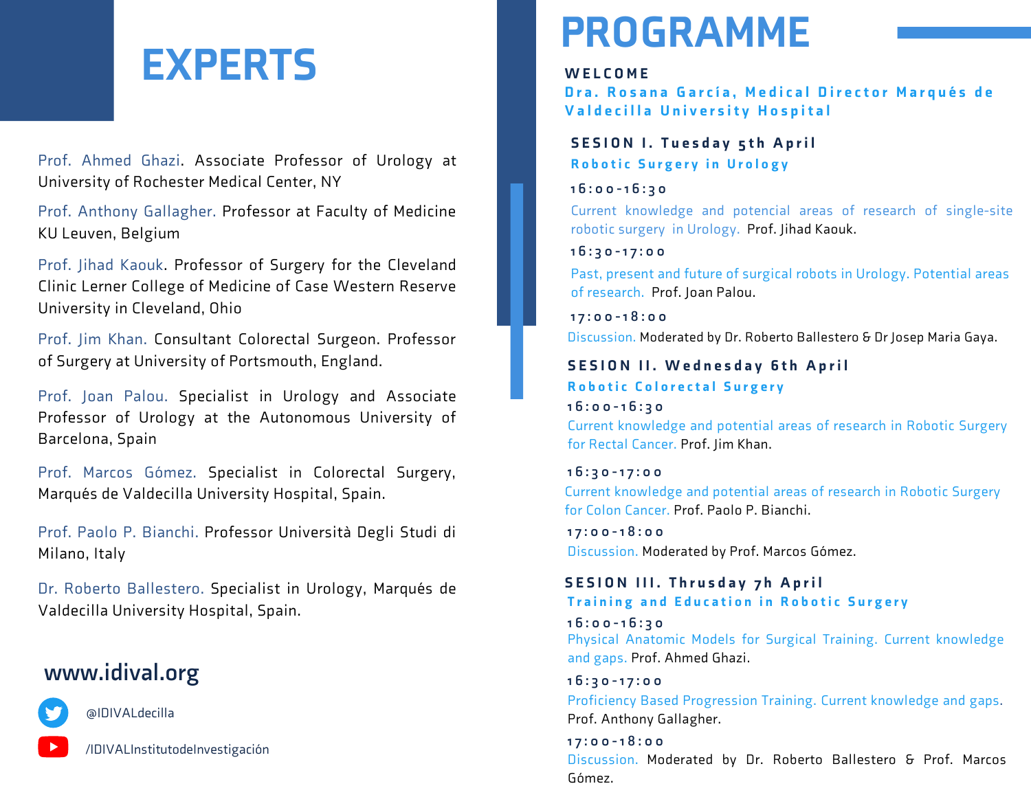# EXPERTS

Prof. Ahmed Ghazi. Associate Professor of Urology at University of Rochester Medical Center, NY

Prof. Anthony Gallagher. Professor at Faculty of Medicine KU Leuven, Belgium

Prof. Jihad Kaouk. Professor of Surgery for the Cleveland Clinic Lerner College of Medicine of Case Western Reserve University in Cleveland, Ohio

Prof. Jim Khan. Consultant Colorectal Surgeon. Professor of Surgery at University of Portsmouth, England.

Prof. Joan Palou. Specialist in Urology and Associate Professor of Urology at the Autonomous University of Barcelona, Spain

Prof. Marcos Gómez. Specialist in Colorectal Surgery, Marqués de Valdecilla University Hospital, Spain.

Prof. Paolo P. Bianchi. Professor Università Degli Studi di Milano, Italy

Dr. Roberto Ballestero. Specialist in Urology, Marqués de Valdecilla University Hospital, Spain.

**www.idival.org**

@IDIVALdecilla

/IDIVALInstitutodeInvestigación

# PROGRAMME

**WELCOME**

Dra. Rosana García, Medical Director Marqués de Valdecilla University Hospital

## SESION I. Tuesday 5th April

**Robotic Surgery in Urology**

**16:00-16:30**

Current knowledge and potencial areas of research of single-site robotic surgery in Urology. Prof. Jihad Kaouk.

**16:30-17:00**

Past, present and future of surgical robots in Urology. Potential areas of research. Prof. Joan Palou.

**17:00-18:00**

Discussion. Moderated by Dr. Roberto Ballestero & Dr Josep Maria Gaya.

## SESION II. Wednesday 6th April

**Robotic Colorectal Surgery**

**16:00-16:30**

Current knowledge and potential areas of research in Robotic Surgery for Rectal Cancer. Prof. Jim Khan.

**16:30-17:00**

Current knowledge and potential areas of research in Robotic Surgery for Colon Cancer. Prof. Paolo P. Bianchi.

**17:00-18:00**

Discussion. Moderated by Prof. Marcos Gómez.

## SESION III. Thrusday 7h April

**Training and Education in Robotic Surgery**

**16:00-16:30**

Physical Anatomic Models for Surgical Training. Current knowledge and gaps. Prof. Ahmed Ghazi.

**16:30-17:00**

Proficiency Based Progression Training. Current knowledge and gaps. Prof. Anthony Gallagher.

**17:00-18:00**

Discussion. Moderated by Dr. Roberto Ballestero & Prof. Marcos Gómez.